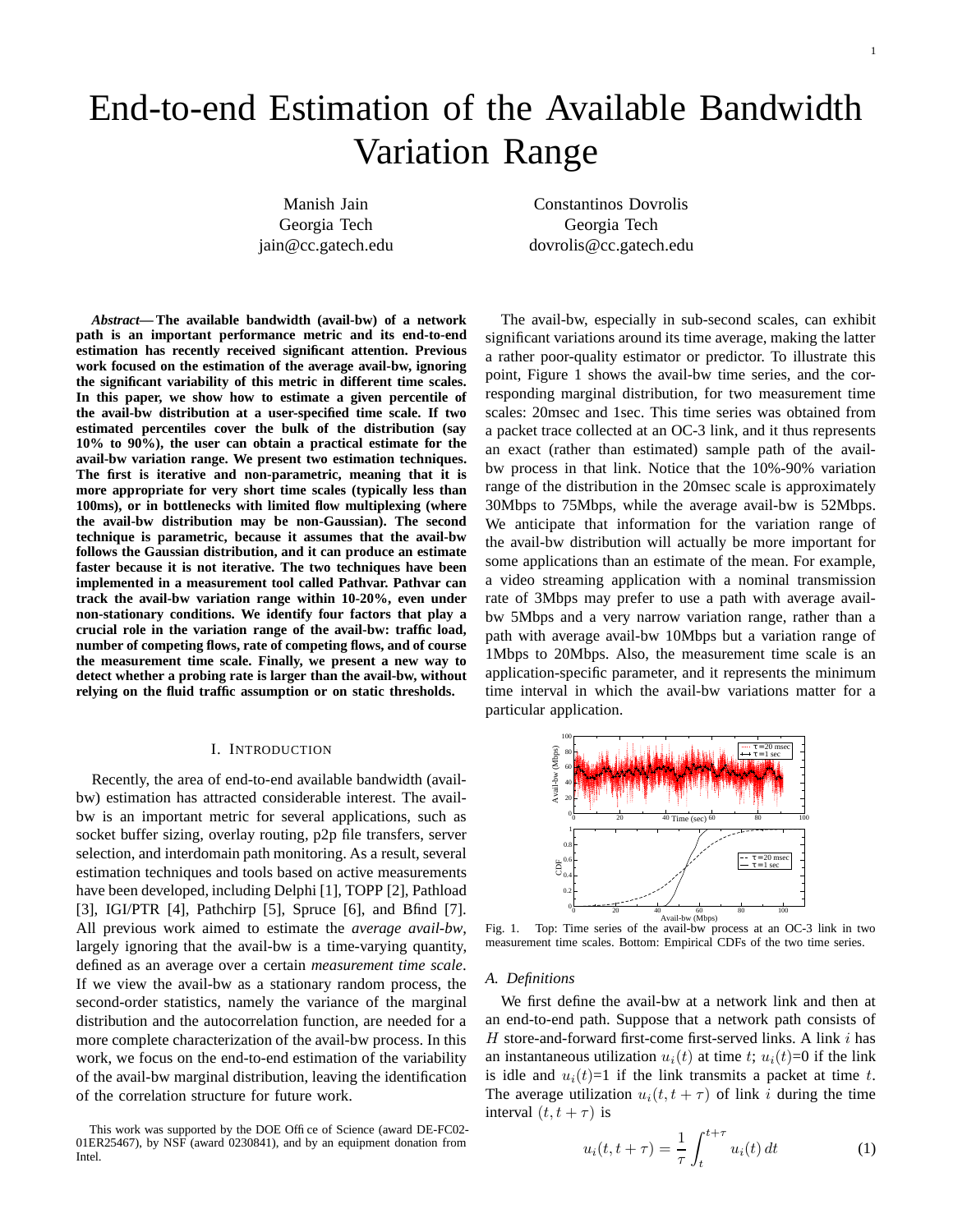# End-to-end Estimation of the Available Bandwidth Variation Range

Manish Jain
Georgia Tech
jain@cc.gatech.edu

Constantinos Dovrolis
Georgia Tech
dovrolis@cc.gatech.edu

***Abstract*— The available bandwidth (avail-bw) of a network path is an important performance metric and its end-to-end estimation has recently received significant attention. Previous work focused on the estimation of the average avail-bw, ignoring the significant variability of this metric in different time scales. In this paper, we show how to estimate a given percentile of the avail-bw distribution at a user-specified time scale. If two estimated percentiles cover the bulk of the distribution (say 10% to 90%), the user can obtain a practical estimate for the avail-bw variation range. We present two estimation techniques. The first is iterative and non-parametric, meaning that it is more appropriate for very short time scales (typically less than 100ms), or in bottlenecks with limited flow multiplexing (where the avail-bw distribution may be non-Gaussian). The second technique is parametric, because it assumes that the avail-bw follows the Gaussian distribution, and it can produce an estimate faster because it is not iterative. The two techniques have been implemented in a measurement tool called Pathvar. Pathvar can track the avail-bw variation range within 10-20%, even under non-stationary conditions. We identify four factors that play a crucial role in the variation range of the avail-bw: traffic load, number of competing flows, rate of competing flows, and of course the measurement time scale. Finally, we present a new way to detect whether a probing rate is larger than the avail-bw, without relying on the fluid traffic assumption or on static thresholds.**

## I. Introduction

Recently, the area of end-to-end available bandwidth (avail-bw) estimation has attracted considerable interest. The avail-bw is an important metric for several applications, such as socket buffer sizing, overlay routing, p2p file transfers, server selection, and interdomain path monitoring. As a result, several estimation techniques and tools based on active measurements have been developed, including Delphi [1], TOPP [2], Pathload [3], IGI/PTR [4], Pathchirp [5], Spruce [6], and Bfind [7]. All previous work aimed to estimate the *average avail-bw*, largely ignoring that the avail-bw is a time-varying quantity, defined as an average over a certain *measurement time scale*. If we view the avail-bw as a stationary random process, the second-order statistics, namely the variance of the marginal distribution and the autocorrelation function, are needed for a more complete characterization of the avail-bw process. In this work, we focus on the end-to-end estimation of the variability of the avail-bw marginal distribution, leaving the identification of the correlation structure for future work.

This work was supported by the DOE Office of Science (award DE-FC02-01ER25467), by NSF (award 0230841), and by an equipment donation from Intel.

The avail-bw, especially in sub-second scales, can exhibit significant variations around its time average, making the latter a rather poor-quality estimator or predictor. To illustrate this point, Figure 1 shows the avail-bw time series, and the corresponding marginal distribution, for two measurement time scales: 20msec and 1sec. This time series was obtained from a packet trace collected at an OC-3 link, and it thus represents an exact (rather than estimated) sample path of the avail-bw process in that link. Notice that the 10%-90% variation range of the distribution in the 20msec scale is approximately 30Mbps to 75Mbps, while the average avail-bw is 52Mbps. We anticipate that information for the variation range of the avail-bw distribution will actually be more important for some applications than an estimate of the mean. For example, a video streaming application with a nominal transmission rate of 3Mbps may prefer to use a path with average avail-bw 5Mbps and a very narrow variation range, rather than a path with average avail-bw 10Mbps but a variation range of 1Mbps to 20Mbps. Also, the measurement time scale is an application-specific parameter, and it represents the minimum time interval in which the avail-bw variations matter for a particular application.

Fig. 1. Top: Time series of the avail-bw process at an OC-3 link in two measurement time scales. Bottom: Empirical CDFs of the two time series.

### A. Definitions

We first define the avail-bw at a network link and then at an end-to-end path. Suppose that a network path consists of $H$ store-and-forward first-come first-served links. A link $i$ has an instantaneous utilization $u_i(t)$ at time $t$; $u_i(t)$=0 if the link is idle and $u_i(t)$=1 if the link transmits a packet at time $t$. The average utilization $u_i(t, t+\tau)$ of link $i$ during the time interval $(t, t+\tau)$ is

$$u_i(t, t+\tau) = \frac{1}{\tau}\int_t^{t+\tau} u_i(t)\, dt \tag{1}$$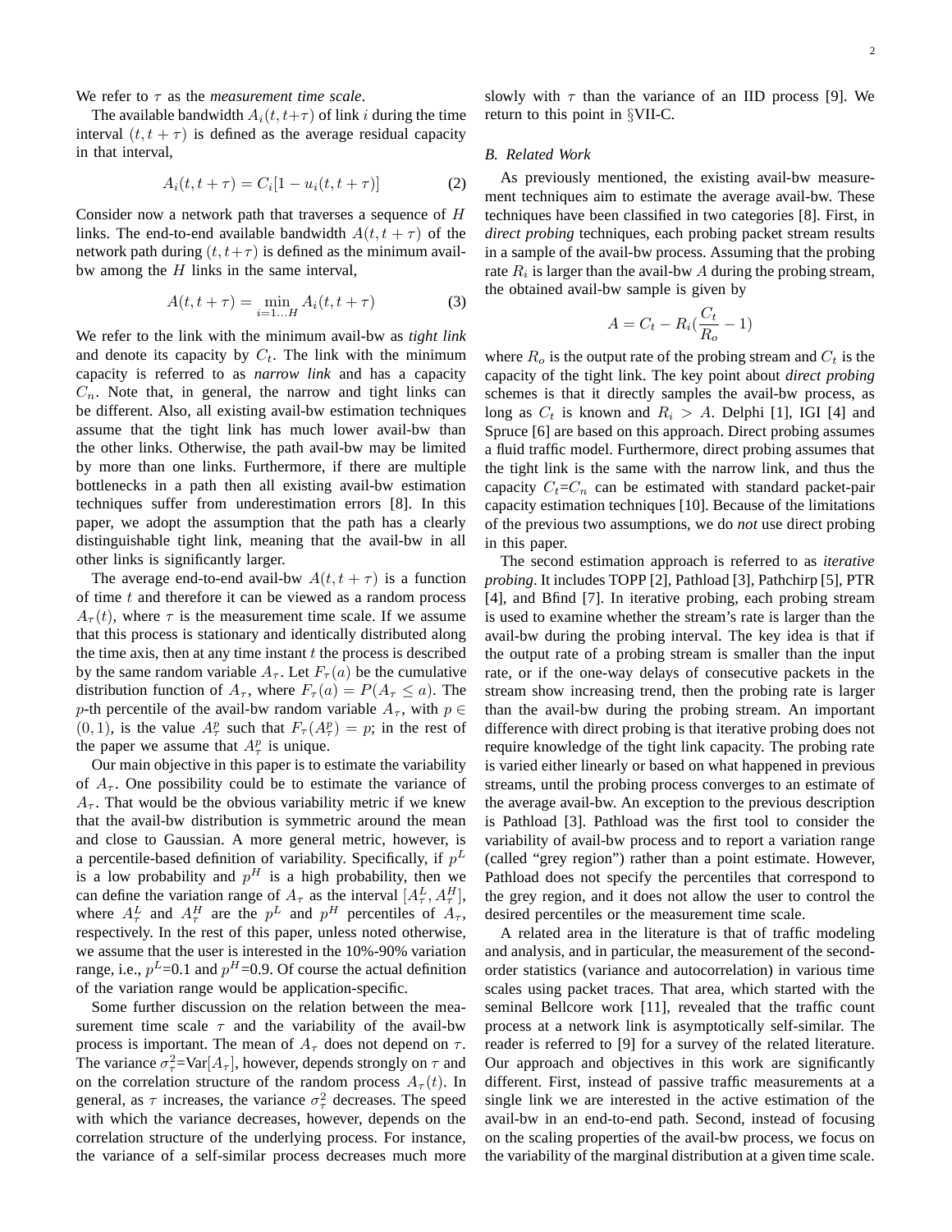We refer to $\tau$ as the *measurement time scale*.

The available bandwidth $A_i(t, t+\tau)$ of link $i$ during the time interval $(t, t+\tau)$ is defined as the average residual capacity in that interval,

$$A_i(t, t+\tau) = C_i[1 - u_i(t, t+\tau)] \tag{2}$$

Consider now a network path that traverses a sequence of $H$ links. The end-to-end available bandwidth $A(t, t+\tau)$ of the network path during $(t, t+\tau)$ is defined as the minimum avail-bw among the $H$ links in the same interval,

$$A(t, t+\tau) = \min_{i=1 \ldots H} A_i(t, t+\tau) \tag{3}$$

We refer to the link with the minimum avail-bw as *tight link* and denote its capacity by $C_t$. The link with the minimum capacity is referred to as *narrow link* and has a capacity $C_n$. Note that, in general, the narrow and tight links can be different. Also, all existing avail-bw estimation techniques assume that the tight link has much lower avail-bw than the other links. Otherwise, the path avail-bw may be limited by more than one links. Furthermore, if there are multiple bottlenecks in a path then all existing avail-bw estimation techniques suffer from underestimation errors [8]. In this paper, we adopt the assumption that the path has a clearly distinguishable tight link, meaning that the avail-bw in all other links is significantly larger.

The average end-to-end avail-bw $A(t, t+\tau)$ is a function of time $t$ and therefore it can be viewed as a random process $A_\tau(t)$, where $\tau$ is the measurement time scale. If we assume that this process is stationary and identically distributed along the time axis, then at any time instant $t$ the process is described by the same random variable $A_\tau$. Let $F_\tau(a)$ be the cumulative distribution function of $A_\tau$, where $F_\tau(a) = P(A_\tau \leq a)$. The $p$-th percentile of the avail-bw random variable $A_\tau$, with $p \in (0, 1)$, is the value $A^p_\tau$ such that $F_\tau(A^p_\tau) = p$; in the rest of the paper we assume that $A^p_\tau$ is unique.

Our main objective in this paper is to estimate the variability of $A_\tau$. One possibility could be to estimate the variance of $A_\tau$. That would be the obvious variability metric if we knew that the avail-bw distribution is symmetric around the mean and close to Gaussian. A more general metric, however, is a percentile-based definition of variability. Specifically, if $p^L$ is a low probability and $p^H$ is a high probability, then we can define the variation range of $A_\tau$ as the interval $[A^L_\tau, A^H_\tau]$, where $A^L_\tau$ and $A^H_\tau$ are the $p^L$ and $p^H$ percentiles of $A_\tau$, respectively. In the rest of this paper, unless noted otherwise, we assume that the user is interested in the 10%-90% variation range, i.e., $p^L$=0.1 and $p^H$=0.9. Of course the actual definition of the variation range would be application-specific.

Some further discussion on the relation between the measurement time scale $\tau$ and the variability of the avail-bw process is important. The mean of $A_\tau$ does not depend on $\tau$. The variance $\sigma^2_\tau$=Var$[A_\tau]$, however, depends strongly on $\tau$ and on the correlation structure of the random process $A_\tau(t)$. In general, as $\tau$ increases, the variance $\sigma^2_\tau$ decreases. The speed with which the variance decreases, however, depends on the correlation structure of the underlying process. For instance, the variance of a self-similar process decreases much more slowly with $\tau$ than the variance of an IID process [9]. We return to this point in §VII-C.

### B. Related Work

As previously mentioned, the existing avail-bw measurement techniques aim to estimate the average avail-bw. These techniques have been classified in two categories [8]. First, in *direct probing* techniques, each probing packet stream results in a sample of the avail-bw process. Assuming that the probing rate $R_i$ is larger than the avail-bw $A$ during the probing stream, the obtained avail-bw sample is given by

$$A = C_t - R_i(\frac{C_t}{R_o} - 1)$$

where $R_o$ is the output rate of the probing stream and $C_t$ is the capacity of the tight link. The key point about *direct probing* schemes is that it directly samples the avail-bw process, as long as $C_t$ is known and $R_i > A$. Delphi [1], IGI [4] and Spruce [6] are based on this approach. Direct probing assumes a fluid traffic model. Furthermore, direct probing assumes that the tight link is the same with the narrow link, and thus the capacity $C_t$=$C_n$ can be estimated with standard packet-pair capacity estimation techniques [10]. Because of the limitations of the previous two assumptions, we do *not* use direct probing in this paper.

The second estimation approach is referred to as *iterative probing*. It includes TOPP [2], Pathload [3], Pathchirp [5], PTR [4], and Bfind [7]. In iterative probing, each probing stream is used to examine whether the stream's rate is larger than the avail-bw during the probing interval. The key idea is that if the output rate of a probing stream is smaller than the input rate, or if the one-way delays of consecutive packets in the stream show increasing trend, then the probing rate is larger than the avail-bw during the probing stream. An important difference with direct probing is that iterative probing does not require knowledge of the tight link capacity. The probing rate is varied either linearly or based on what happened in previous streams, until the probing process converges to an estimate of the average avail-bw. An exception to the previous description is Pathload [3]. Pathload was the first tool to consider the variability of avail-bw process and to report a variation range (called "grey region") rather than a point estimate. However, Pathload does not specify the percentiles that correspond to the grey region, and it does not allow the user to control the desired percentiles or the measurement time scale.

A related area in the literature is that of traffic modeling and analysis, and in particular, the measurement of the second-order statistics (variance and autocorrelation) in various time scales using packet traces. That area, which started with the seminal Bellcore work [11], revealed that the traffic count process at a network link is asymptotically self-similar. The reader is referred to [9] for a survey of the related literature. Our approach and objectives in this work are significantly different. First, instead of passive traffic measurements at a single link we are interested in the active estimation of the avail-bw in an end-to-end path. Second, instead of focusing on the scaling properties of the avail-bw process, we focus on the variability of the marginal distribution at a given time scale.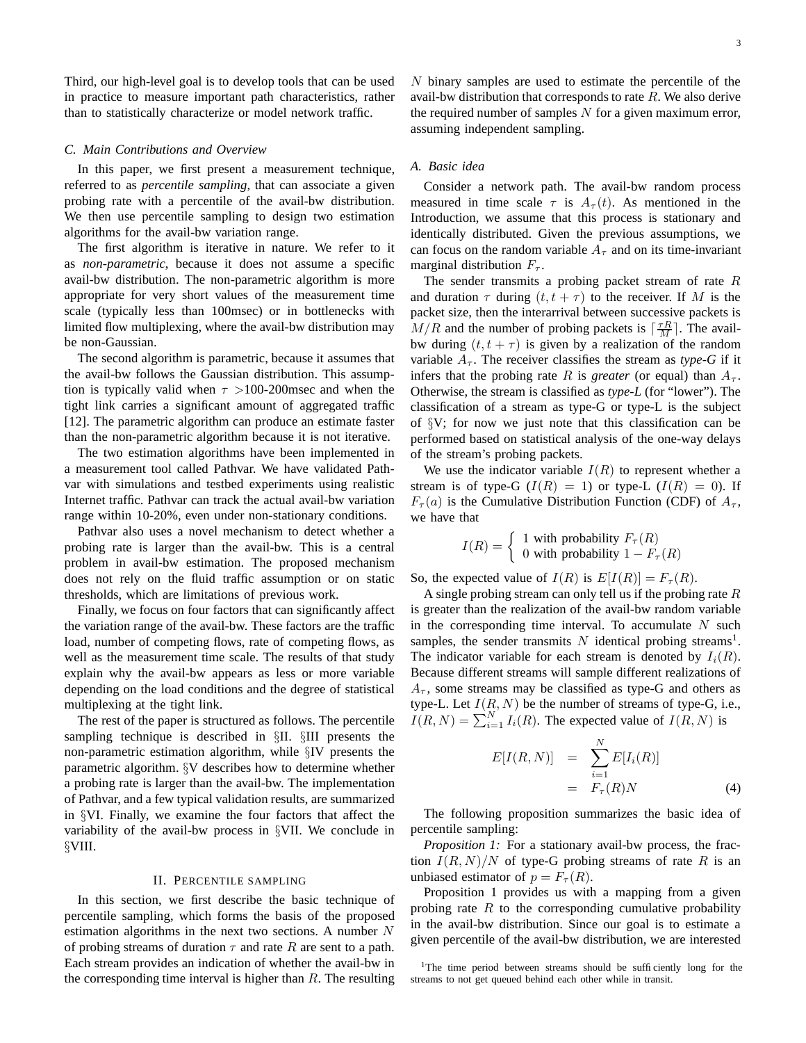Third, our high-level goal is to develop tools that can be used in practice to measure important path characteristics, rather than to statistically characterize or model network traffic.

### C. Main Contributions and Overview

In this paper, we first present a measurement technique, referred to as *percentile sampling*, that can associate a given probing rate with a percentile of the avail-bw distribution. We then use percentile sampling to design two estimation algorithms for the avail-bw variation range.

The first algorithm is iterative in nature. We refer to it as *non-parametric*, because it does not assume a specific avail-bw distribution. The non-parametric algorithm is more appropriate for very short values of the measurement time scale (typically less than 100msec) or in bottlenecks with limited flow multiplexing, where the avail-bw distribution may be non-Gaussian.

The second algorithm is parametric, because it assumes that the avail-bw follows the Gaussian distribution. This assumption is typically valid when $\tau$ >100-200msec and when the tight link carries a significant amount of aggregated traffic [12]. The parametric algorithm can produce an estimate faster than the non-parametric algorithm because it is not iterative.

The two estimation algorithms have been implemented in a measurement tool called Pathvar. We have validated Pathvar with simulations and testbed experiments using realistic Internet traffic. Pathvar can track the actual avail-bw variation range within 10-20%, even under non-stationary conditions.

Pathvar also uses a novel mechanism to detect whether a probing rate is larger than the avail-bw. This is a central problem in avail-bw estimation. The proposed mechanism does not rely on the fluid traffic assumption or on static thresholds, which are limitations of previous work.

Finally, we focus on four factors that can significantly affect the variation range of the avail-bw. These factors are the traffic load, number of competing flows, rate of competing flows, as well as the measurement time scale. The results of that study explain why the avail-bw appears as less or more variable depending on the load conditions and the degree of statistical multiplexing at the tight link.

The rest of the paper is structured as follows. The percentile sampling technique is described in §II. §III presents the non-parametric estimation algorithm, while §IV presents the parametric algorithm. §V describes how to determine whether a probing rate is larger than the avail-bw. The implementation of Pathvar, and a few typical validation results, are summarized in §VI. Finally, we examine the four factors that affect the variability of the avail-bw process in §VII. We conclude in §VIII.

## II. Percentile sampling

In this section, we first describe the basic technique of percentile sampling, which forms the basis of the proposed estimation algorithms in the next two sections. A number $N$ of probing streams of duration $\tau$ and rate $R$ are sent to a path. Each stream provides an indication of whether the avail-bw in the corresponding time interval is higher than $R$. The resulting $N$ binary samples are used to estimate the percentile of the avail-bw distribution that corresponds to rate $R$. We also derive the required number of samples $N$ for a given maximum error, assuming independent sampling.

### A. Basic idea

Consider a network path. The avail-bw random process measured in time scale $\tau$ is $A_\tau(t)$. As mentioned in the Introduction, we assume that this process is stationary and identically distributed. Given the previous assumptions, we can focus on the random variable $A_\tau$ and on its time-invariant marginal distribution $F_\tau$.

The sender transmits a probing packet stream of rate $R$ and duration $\tau$ during $(t, t+\tau)$ to the receiver. If $M$ is the packet size, then the interarrival between successive packets is $M/R$ and the number of probing packets is $\lceil \frac{\tau R}{M} \rceil$. The avail-bw during $(t, t+\tau)$ is given by a realization of the random variable $A_\tau$. The receiver classifies the stream as ***type-G*** if it infers that the probing rate $R$ is ***greater*** (or equal) than $A_\tau$. Otherwise, the stream is classified as ***type-L*** (for "lower"). The classification of a stream as type-G or type-L is the subject of §V; for now we just note that this classification can be performed based on statistical analysis of the one-way delays of the stream's probing packets.

We use the indicator variable $I(R)$ to represent whether a stream is of type-G ($I(R) = 1$) or type-L ($I(R) = 0$). If $F_\tau(a)$ is the Cumulative Distribution Function (CDF) of $A_\tau$, we have that

$$I(R) = \begin{cases} 1 \text{ with probability } F_\tau(R) \\ 0 \text{ with probability } 1 - F_\tau(R) \end{cases}$$

So, the expected value of $I(R)$ is $E[I(R)] = F_\tau(R)$.

A single probing stream can only tell us if the probing rate $R$ is greater than the realization of the avail-bw random variable in the corresponding time interval. To accumulate $N$ such samples, the sender transmits $N$ identical probing streams[1]. The indicator variable for each stream is denoted by $I_i(R)$. Because different streams will sample different realizations of $A_\tau$, some streams may be classified as type-G and others as type-L. Let $I(R, N)$ be the number of streams of type-G, i.e., $I(R, N) = \sum_{i=1}^{N} I_i(R)$. The expected value of $I(R, N)$ is

$$\begin{aligned} E[I(R,N)] &= \sum_{i=1}^{N} E[I_i(R)] \\ &= F_\tau(R)N \end{aligned} \tag{4}$$

The following proposition summarizes the basic idea of percentile sampling:

*Proposition 1:* For a stationary avail-bw process, the fraction $I(R, N)/N$ of type-G probing streams of rate $R$ is an unbiased estimator of $p = F_\tau(R)$.

Proposition 1 provides us with a mapping from a given probing rate $R$ to the corresponding cumulative probability in the avail-bw distribution. Since our goal is to estimate a given percentile of the avail-bw distribution, we are interested

[1] The time period between streams should be sufficiently long for the streams to not get queued behind each other while in transit.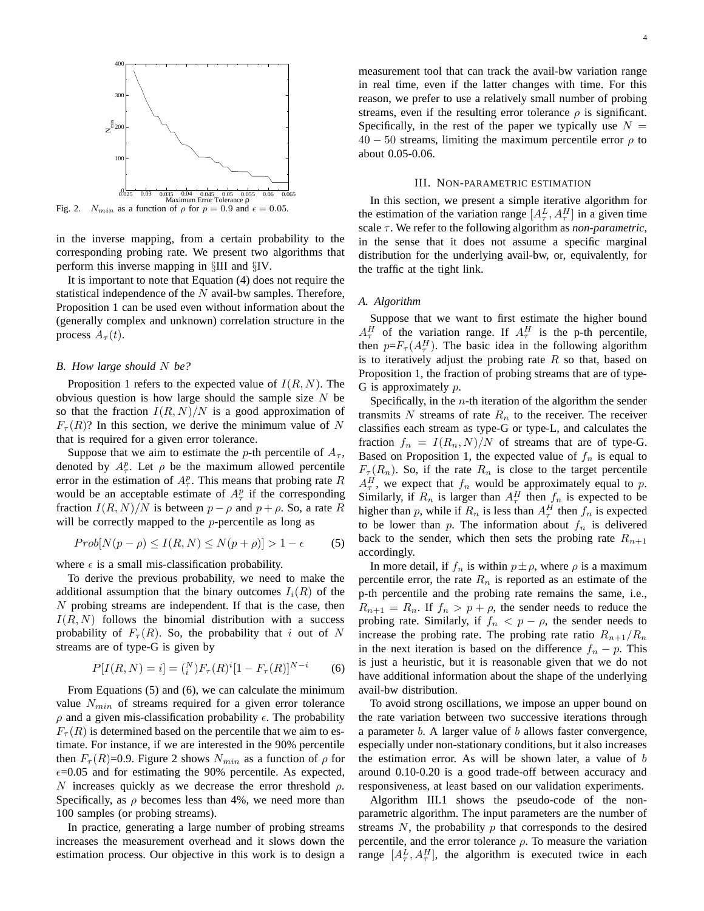Fig. 2. $N_{min}$ as a function of $\rho$ for $p = 0.9$ and $\epsilon = 0.05$.

in the inverse mapping, from a certain probability to the corresponding probing rate. We present two algorithms that perform this inverse mapping in §III and §IV.

It is important to note that Equation (4) does not require the statistical independence of the $N$ avail-bw samples. Therefore, Proposition 1 can be used even without information about the (generally complex and unknown) correlation structure in the process $A_\tau(t)$.

### B. How large should $N$ be?

Proposition 1 refers to the expected value of $I(R, N)$. The obvious question is how large should the sample size $N$ be so that the fraction $I(R, N)/N$ is a good approximation of $F_\tau(R)$? In this section, we derive the minimum value of $N$ that is required for a given error tolerance.

Suppose that we aim to estimate the $p$-th percentile of $A_\tau$, denoted by $A^p_\tau$. Let $\rho$ be the maximum allowed percentile error in the estimation of $A^p_\tau$. This means that probing rate $R$ would be an acceptable estimate of $A^p_\tau$ if the corresponding fraction $I(R, N)/N$ is between $p - \rho$ and $p + \rho$. So, a rate $R$ will be correctly mapped to the $p$-percentile as long as

$$Prob[N(p - \rho) \leq I(R, N) \leq N(p + \rho)] > 1 - \epsilon \qquad (5)$$

where $\epsilon$ is a small mis-classification probability.

To derive the previous probability, we need to make the additional assumption that the binary outcomes $I_i(R)$ of the $N$ probing streams are independent. If that is the case, then $I(R, N)$ follows the binomial distribution with a success probability of $F_\tau(R)$. So, the probability that $i$ out of $N$ streams are of type-G is given by

$$P[I(R, N) = i] = \binom{N}{i} F_\tau(R)^i [1 - F_\tau(R)]^{N-i} \qquad (6)$$

From Equations (5) and (6), we can calculate the minimum value $N_{min}$ of streams required for a given error tolerance $\rho$ and a given mis-classification probability $\epsilon$. The probability $F_\tau(R)$ is determined based on the percentile that we aim to estimate. For instance, if we are interested in the 90% percentile then $F_\tau(R)$=0.9. Figure 2 shows $N_{min}$ as a function of $\rho$ for $\epsilon$=0.05 and for estimating the 90% percentile. As expected, $N$ increases quickly as we decrease the error threshold $\rho$. Specifically, as $\rho$ becomes less than 4%, we need more than 100 samples (or probing streams).

In practice, generating a large number of probing streams increases the measurement overhead and it slows down the estimation process. Our objective in this work is to design a measurement tool that can track the avail-bw variation range in real time, even if the latter changes with time. For this reason, we prefer to use a relatively small number of probing streams, even if the resulting error tolerance $\rho$ is significant. Specifically, in the rest of the paper we typically use $N = 40 - 50$ streams, limiting the maximum percentile error $\rho$ to about 0.05-0.06.

## III. Non-parametric estimation

In this section, we present a simple iterative algorithm for the estimation of the variation range $[A^L_\tau, A^H_\tau]$ in a given time scale $\tau$. We refer to the following algorithm as *non-parametric*, in the sense that it does not assume a specific marginal distribution for the underlying avail-bw, or, equivalently, for the traffic at the tight link.

### A. Algorithm

Suppose that we want to first estimate the higher bound $A^H_\tau$ of the variation range. If $A^H_\tau$ is the p-th percentile, then $p$=$F_\tau(A^H_\tau)$. The basic idea in the following algorithm is to iteratively adjust the probing rate $R$ so that, based on Proposition 1, the fraction of probing streams that are of type-G is approximately $p$.

Specifically, in the $n$-th iteration of the algorithm the sender transmits $N$ streams of rate $R_n$ to the receiver. The receiver classifies each stream as type-G or type-L, and calculates the fraction $f_n = I(R_n, N)/N$ of streams that are of type-G. Based on Proposition 1, the expected value of $f_n$ is equal to $F_\tau(R_n)$. So, if the rate $R_n$ is close to the target percentile $A^H_\tau$, we expect that $f_n$ would be approximately equal to $p$. Similarly, if $R_n$ is larger than $A^H_\tau$ then $f_n$ is expected to be higher than $p$, while if $R_n$ is less than $A^H_\tau$ then $f_n$ is expected to be lower than $p$. The information about $f_n$ is delivered back to the sender, which then sets the probing rate $R_{n+1}$ accordingly.

In more detail, if $f_n$ is within $p \pm \rho$, where $\rho$ is a maximum percentile error, the rate $R_n$ is reported as an estimate of the p-th percentile and the probing rate remains the same, i.e., $R_{n+1} = R_n$. If $f_n > p + \rho$, the sender needs to reduce the probing rate. Similarly, if $f_n < p - \rho$, the sender needs to increase the probing rate. The probing rate ratio $R_{n+1}/R_n$ in the next iteration is based on the difference $f_n - p$. This is just a heuristic, but it is reasonable given that we do not have additional information about the shape of the underlying avail-bw distribution.

To avoid strong oscillations, we impose an upper bound on the rate variation between two successive iterations through a parameter $b$. A larger value of $b$ allows faster convergence, especially under non-stationary conditions, but it also increases the estimation error. As will be shown later, a value of $b$ around 0.10-0.20 is a good trade-off between accuracy and responsiveness, at least based on our validation experiments.

Algorithm III.1 shows the pseudo-code of the non-parametric algorithm. The input parameters are the number of streams $N$, the probability $p$ that corresponds to the desired percentile, and the error tolerance $\rho$. To measure the variation range $[A^L_\tau, A^H_\tau]$, the algorithm is executed twice in each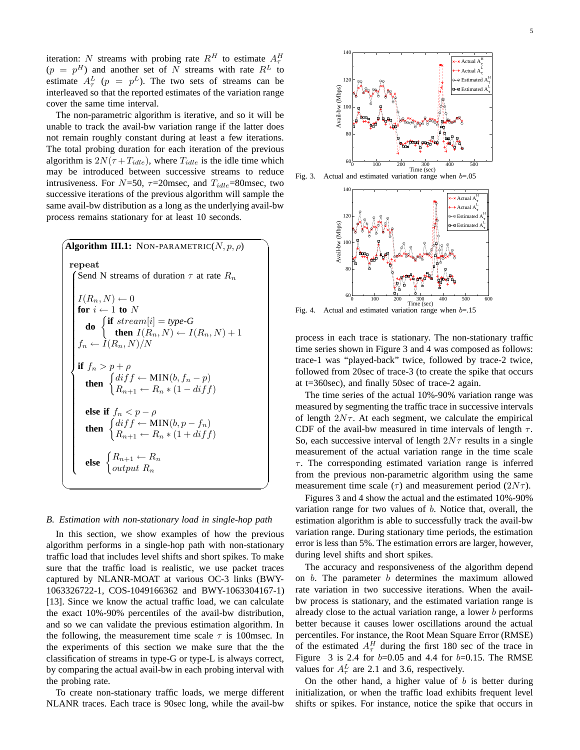iteration: $N$ streams with probing rate $R^H$ to estimate $A_\tau^H$ ($p = p^H$) and another set of $N$ streams with rate $R^L$ to estimate $A_\tau^L$ ($p = p^L$). The two sets of streams can be interleaved so that the reported estimates of the variation range cover the same time interval.

The non-parametric algorithm is iterative, and so it will be unable to track the avail-bw variation range if the latter does not remain roughly constant during at least a few iterations. The total probing duration for each iteration of the previous algorithm is $2N(\tau + T_{idle})$, where $T_{idle}$ is the idle time which may be introduced between successive streams to reduce intrusiveness. For $N$=50, $\tau$=20msec, and $T_{idle}$=80msec, two successive iterations of the previous algorithm will sample the same avail-bw distribution as a long as the underlying avail-bw process remains stationary for at least 10 seconds.

**Algorithm III.1:** NON-PARAMETRIC($N, p, \rho$)

```
repeat
  Send N streams of duration τ at rate R_n

  I(R_n, N) ← 0
  for i ← 1 to N
    do { if stream[i] = type-G
         then I(R_n, N) ← I(R_n, N) + 1
  f_n ← I(R_n, N)/N

  if f_n > p + ρ
    then { diff ← MIN(b, f_n − p)
           R_{n+1} ← R_n * (1 − diff)

  else if f_n < p − ρ
    then { diff ← MIN(b, p − f_n)
           R_{n+1} ← R_n * (1 + diff)

  else { R_{n+1} ← R_n
         output R_n
```

### B. Estimation with non-stationary load in single-hop path

In this section, we show examples of how the previous algorithm performs in a single-hop path with non-stationary traffic load that includes level shifts and short spikes. To make sure that the traffic load is realistic, we use packet traces captured by NLANR-MOAT at various OC-3 links (BWY-1063326722-1, COS-1049166362 and BWY-1063304167-1) [13]. Since we know the actual traffic load, we can calculate the exact 10%-90% percentiles of the avail-bw distribution, and so we can validate the previous estimation algorithm. In the following, the measurement time scale $\tau$ is 100msec. In the experiments of this section we make sure that the the classification of streams in type-G or type-L is always correct, by comparing the actual avail-bw in each probing interval with the probing rate.

To create non-stationary traffic loads, we merge different NLANR traces. Each trace is 90sec long, while the avail-bw process in each trace is stationary. The non-stationary traffic time series shown in Figure 3 and 4 was composed as follows: trace-1 was "played-back" twice, followed by trace-2 twice, followed from 20sec of trace-3 (to create the spike that occurs at t=360sec), and finally 50sec of trace-2 again.

Fig. 3. Actual and estimated variation range when $b$=.05

Fig. 4. Actual and estimated variation range when $b$=.15

The time series of the actual 10%-90% variation range was measured by segmenting the traffic trace in successive intervals of length $2N\tau$. At each segment, we calculate the empirical CDF of the avail-bw measured in time intervals of length $\tau$. So, each successive interval of length $2N\tau$ results in a single measurement of the actual variation range in the time scale $\tau$. The corresponding estimated variation range is inferred from the previous non-parametric algorithm using the same measurement time scale ($\tau$) and measurement period ($2N\tau$).

Figures 3 and 4 show the actual and the estimated 10%-90% variation range for two values of $b$. Notice that, overall, the estimation algorithm is able to successfully track the avail-bw variation range. During stationary time periods, the estimation error is less than 5%. The estimation errors are larger, however, during level shifts and short spikes.

The accuracy and responsiveness of the algorithm depend on $b$. The parameter $b$ determines the maximum allowed rate variation in two successive iterations. When the avail-bw process is stationary, and the estimated variation range is already close to the actual variation range, a lower $b$ performs better because it causes lower oscillations around the actual percentiles. For instance, the Root Mean Square Error (RMSE) of the estimated $A_\tau^H$ during the first 180 sec of the trace in Figure 3 is 2.4 for $b$=0.05 and 4.4 for $b$=0.15. The RMSE values for $A_\tau^L$ are 2.1 and 3.6, respectively.

On the other hand, a higher value of $b$ is better during initialization, or when the traffic load exhibits frequent level shifts or spikes. For instance, notice the spike that occurs in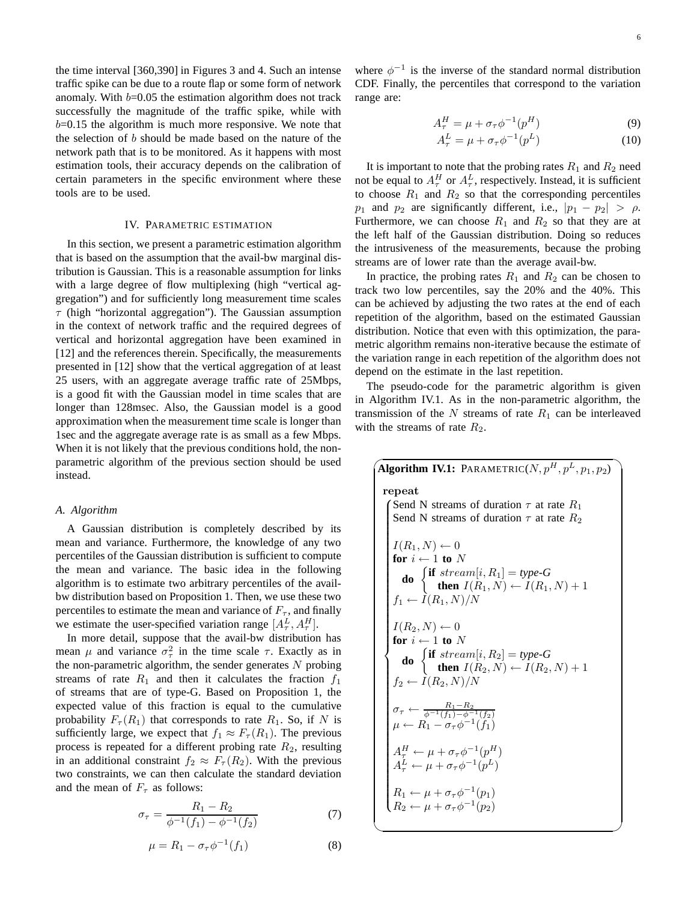the time interval [360,390] in Figures 3 and 4. Such an intense traffic spike can be due to a route flap or some form of network anomaly. With $b$=0.05 the estimation algorithm does not track successfully the magnitude of the traffic spike, while with $b$=0.15 the algorithm is much more responsive. We note that the selection of $b$ should be made based on the nature of the network path that is to be monitored. As it happens with most estimation tools, their accuracy depends on the calibration of certain parameters in the specific environment where these tools are to be used.

## IV. Parametric estimation

In this section, we present a parametric estimation algorithm that is based on the assumption that the avail-bw marginal distribution is Gaussian. This is a reasonable assumption for links with a large degree of flow multiplexing (high "vertical aggregation") and for sufficiently long measurement time scales $\tau$ (high "horizontal aggregation"). The Gaussian assumption in the context of network traffic and the required degrees of vertical and horizontal aggregation have been examined in [12] and the references therein. Specifically, the measurements presented in [12] show that the vertical aggregation of at least 25 users, with an aggregate average traffic rate of 25Mbps, is a good fit with the Gaussian model in time scales that are longer than 128msec. Also, the Gaussian model is a good approximation when the measurement time scale is longer than 1sec and the aggregate average rate is as small as a few Mbps. When it is not likely that the previous conditions hold, the non-parametric algorithm of the previous section should be used instead.

### *A. Algorithm*

A Gaussian distribution is completely described by its mean and variance. Furthermore, the knowledge of any two percentiles of the Gaussian distribution is sufficient to compute the mean and variance. The basic idea in the following algorithm is to estimate two arbitrary percentiles of the avail-bw distribution based on Proposition 1. Then, we use these two percentiles to estimate the mean and variance of $F_\tau$, and finally we estimate the user-specified variation range $[A^L_\tau, A^H_\tau]$.

In more detail, suppose that the avail-bw distribution has mean $\mu$ and variance $\sigma^2_\tau$ in the time scale $\tau$. Exactly as in the non-parametric algorithm, the sender generates $N$ probing streams of rate $R_1$ and then it calculates the fraction $f_1$ of streams that are of type-G. Based on Proposition 1, the expected value of this fraction is equal to the cumulative probability $F_\tau(R_1)$ that corresponds to rate $R_1$. So, if $N$ is sufficiently large, we expect that $f_1 \approx F_\tau(R_1)$. The previous process is repeated for a different probing rate $R_2$, resulting in an additional constraint $f_2 \approx F_\tau(R_2)$. With the previous two constraints, we can then calculate the standard deviation and the mean of $F_\tau$ as follows:

$$\sigma_\tau = \frac{R_1 - R_2}{\phi^{-1}(f_1) - \phi^{-1}(f_2)} \tag{7}$$

$$\mu = R_1 - \sigma_\tau \phi^{-1}(f_1) \tag{8}$$

where $\phi^{-1}$ is the inverse of the standard normal distribution CDF. Finally, the percentiles that correspond to the variation range are:

$$A^H_\tau = \mu + \sigma_\tau \phi^{-1}(p^H) \tag{9}$$

$$A^L_\tau = \mu + \sigma_\tau \phi^{-1}(p^L) \tag{10}$$

It is important to note that the probing rates $R_1$ and $R_2$ need not be equal to $A^H_\tau$ or $A^L_\tau$, respectively. Instead, it is sufficient to choose $R_1$ and $R_2$ so that the corresponding percentiles $p_1$ and $p_2$ are significantly different, i.e., $|p_1 - p_2| > \rho$. Furthermore, we can choose $R_1$ and $R_2$ so that they are at the left half of the Gaussian distribution. Doing so reduces the intrusiveness of the measurements, because the probing streams are of lower rate than the average avail-bw.

In practice, the probing rates $R_1$ and $R_2$ can be chosen to track two low percentiles, say the 20% and the 40%. This can be achieved by adjusting the two rates at the end of each repetition of the algorithm, based on the estimated Gaussian distribution. Notice that even with this optimization, the parametric algorithm remains non-iterative because the estimate of the variation range in each repetition of the algorithm does not depend on the estimate in the last repetition.

The pseudo-code for the parametric algorithm is given in Algorithm IV.1. As in the non-parametric algorithm, the transmission of the $N$ streams of rate $R_1$ can be interleaved with the streams of rate $R_2$.

**Algorithm IV.1:** Parametric($N, p^H, p^L, p_1, p_2$)

```
repeat
  Send N streams of duration τ at rate R1
  Send N streams of duration τ at rate R2

  I(R1, N) ← 0
  for i ← 1 to N
    do { if stream[i, R1] = type-G
         then I(R1, N) ← I(R1, N) + 1
  f1 ← I(R1, N)/N

  I(R2, N) ← 0
  for i ← 1 to N
    do { if stream[i, R2] = type-G
         then I(R2, N) ← I(R2, N) + 1
  f2 ← I(R2, N)/N

  στ ← (R1 − R2) / (φ^{-1}(f1) − φ^{-1}(f2))
  μ ← R1 − στ φ^{-1}(f1)

  A^H_τ ← μ + στ φ^{-1}(p^H)
  A^L_τ ← μ + στ φ^{-1}(p^L)

  R1 ← μ + στ φ^{-1}(p1)
  R2 ← μ + στ φ^{-1}(p2)
```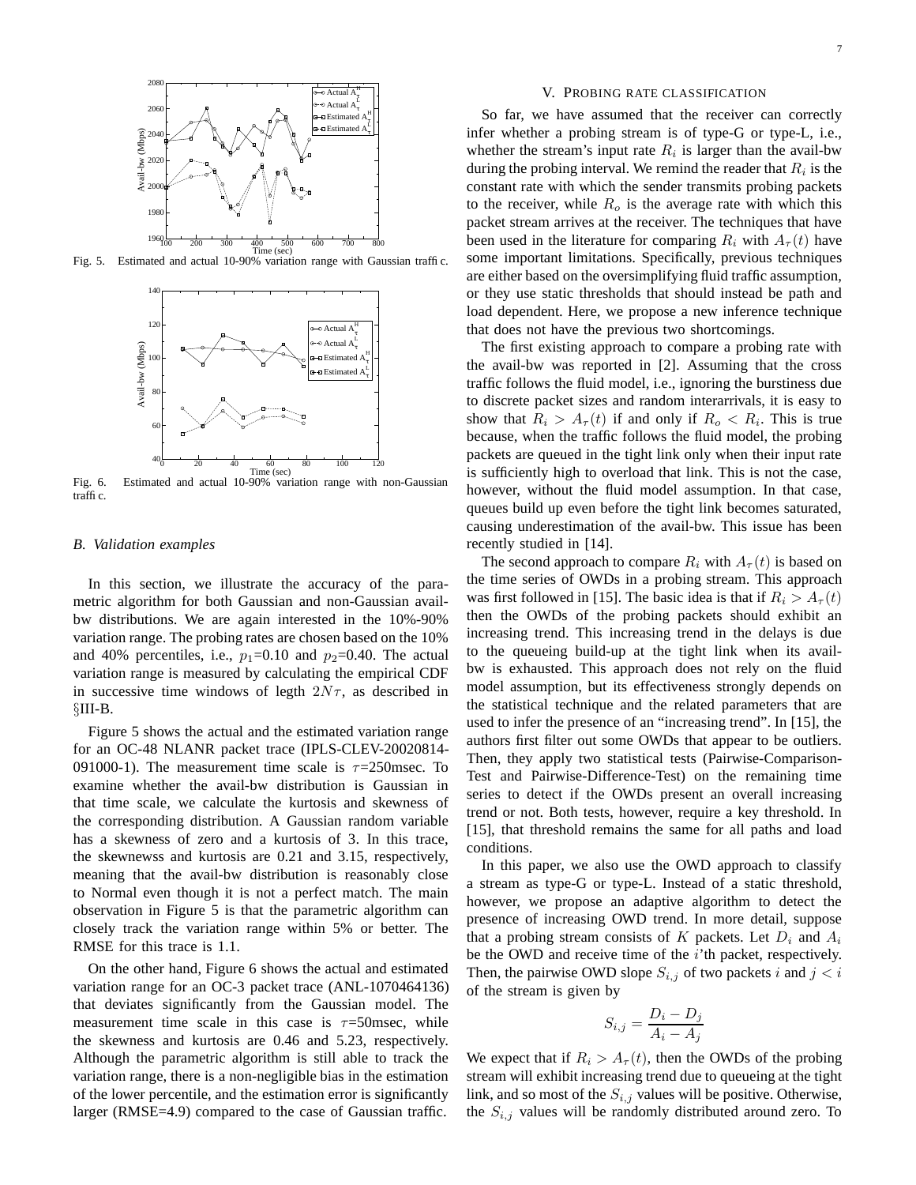Fig. 5. Estimated and actual 10-90% variation range with Gaussian traffic.

Fig. 6. Estimated and actual 10-90% variation range with non-Gaussian traffic.

### *B. Validation examples*

In this section, we illustrate the accuracy of the parametric algorithm for both Gaussian and non-Gaussian avail-bw distributions. We are again interested in the 10%-90% variation range. The probing rates are chosen based on the 10% and 40% percentiles, i.e., $p_1$=0.10 and $p_2$=0.40. The actual variation range is measured by calculating the empirical CDF in successive time windows of legth $2N\tau$, as described in §III-B.

Figure 5 shows the actual and the estimated variation range for an OC-48 NLANR packet trace (IPLS-CLEV-20020814-091000-1). The measurement time scale is $\tau$=250msec. To examine whether the avail-bw distribution is Gaussian in that time scale, we calculate the kurtosis and skewness of the corresponding distribution. A Gaussian random variable has a skewness of zero and a kurtosis of 3. In this trace, the skewnewss and kurtosis are 0.21 and 3.15, respectively, meaning that the avail-bw distribution is reasonably close to Normal even though it is not a perfect match. The main observation in Figure 5 is that the parametric algorithm can closely track the variation range within 5% or better. The RMSE for this trace is 1.1.

On the other hand, Figure 6 shows the actual and estimated variation range for an OC-3 packet trace (ANL-1070464136) that deviates significantly from the Gaussian model. The measurement time scale in this case is $\tau$=50msec, while the skewness and kurtosis are 0.46 and 5.23, respectively. Although the parametric algorithm is still able to track the variation range, there is a non-negligible bias in the estimation of the lower percentile, and the estimation error is significantly larger (RMSE=4.9) compared to the case of Gaussian traffic.

## V. Probing rate classification

So far, we have assumed that the receiver can correctly infer whether a probing stream is of type-G or type-L, i.e., whether the stream's input rate $R_i$ is larger than the avail-bw during the probing interval. We remind the reader that $R_i$ is the constant rate with which the sender transmits probing packets to the receiver, while $R_o$ is the average rate with which this packet stream arrives at the receiver. The techniques that have been used in the literature for comparing $R_i$ with $A_\tau(t)$ have some important limitations. Specifically, previous techniques are either based on the oversimplifying fluid traffic assumption, or they use static thresholds that should instead be path and load dependent. Here, we propose a new inference technique that does not have the previous two shortcomings.

The first existing approach to compare a probing rate with the avail-bw was reported in [2]. Assuming that the cross traffic follows the fluid model, i.e., ignoring the burstiness due to discrete packet sizes and random interarrivals, it is easy to show that $R_i > A_\tau(t)$ if and only if $R_o < R_i$. This is true because, when the traffic follows the fluid model, the probing packets are queued in the tight link only when their input rate is sufficiently high to overload that link. This is not the case, however, without the fluid model assumption. In that case, queues build up even before the tight link becomes saturated, causing underestimation of the avail-bw. This issue has been recently studied in [14].

The second approach to compare $R_i$ with $A_\tau(t)$ is based on the time series of OWDs in a probing stream. This approach was first followed in [15]. The basic idea is that if $R_i > A_\tau(t)$ then the OWDs of the probing packets should exhibit an increasing trend. This increasing trend in the delays is due to the queueing build-up at the tight link when its avail-bw is exhausted. This approach does not rely on the fluid model assumption, but its effectiveness strongly depends on the statistical technique and the related parameters that are used to infer the presence of an "increasing trend". In [15], the authors first filter out some OWDs that appear to be outliers. Then, they apply two statistical tests (Pairwise-Comparison-Test and Pairwise-Difference-Test) on the remaining time series to detect if the OWDs present an overall increasing trend or not. Both tests, however, require a key threshold. In [15], that threshold remains the same for all paths and load conditions.

In this paper, we also use the OWD approach to classify a stream as type-G or type-L. Instead of a static threshold, however, we propose an adaptive algorithm to detect the presence of increasing OWD trend. In more detail, suppose that a probing stream consists of $K$ packets. Let $D_i$ and $A_i$ be the OWD and receive time of the $i$'th packet, respectively. Then, the pairwise OWD slope $S_{i,j}$ of two packets $i$ and $j < i$ of the stream is given by

$$S_{i,j} = \frac{D_i - D_j}{A_i - A_j}$$

We expect that if $R_i > A_\tau(t)$, then the OWDs of the probing stream will exhibit increasing trend due to queueing at the tight link, and so most of the $S_{i,j}$ values will be positive. Otherwise, the $S_{i,j}$ values will be randomly distributed around zero. To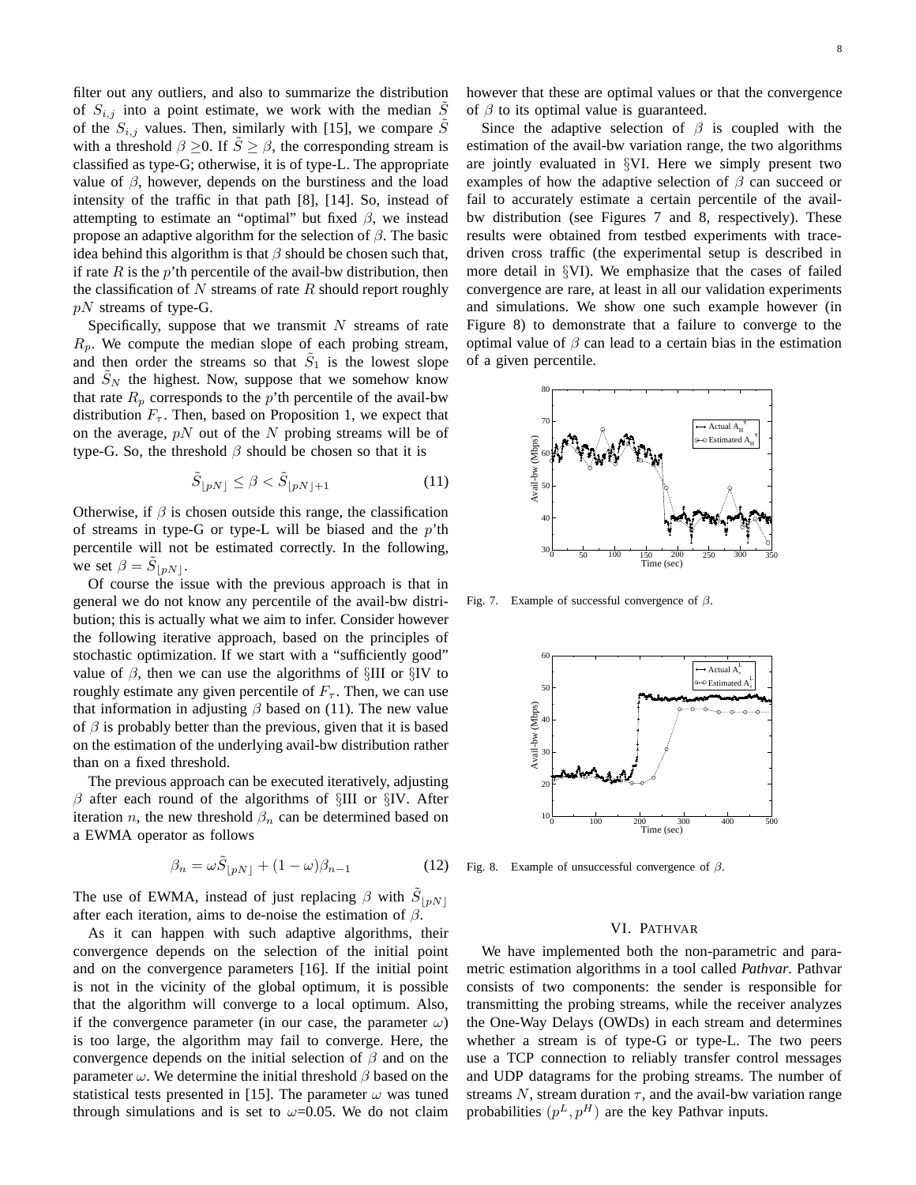filter out any outliers, and also to summarize the distribution of $S_{i,j}$ into a point estimate, we work with the median $\tilde{S}$ of the $S_{i,j}$ values. Then, similarly with [15], we compare $\tilde{S}$ with a threshold $\beta \geq 0$. If $\tilde{S} \geq \beta$, the corresponding stream is classified as type-G; otherwise, it is of type-L. The appropriate value of $\beta$, however, depends on the burstiness and the load intensity of the traffic in that path [8], [14]. So, instead of attempting to estimate an "optimal" but fixed $\beta$, we instead propose an adaptive algorithm for the selection of $\beta$. The basic idea behind this algorithm is that $\beta$ should be chosen such that, if rate $R$ is the $p$'th percentile of the avail-bw distribution, then the classification of $N$ streams of rate $R$ should report roughly $pN$ streams of type-G.

Specifically, suppose that we transmit $N$ streams of rate $R_p$. We compute the median slope of each probing stream, and then order the streams so that $\tilde{S}_1$ is the lowest slope and $\tilde{S}_N$ the highest. Now, suppose that we somehow know that rate $R_p$ corresponds to the $p$'th percentile of the avail-bw distribution $F_\tau$. Then, based on Proposition 1, we expect that on the average, $pN$ out of the $N$ probing streams will be of type-G. So, the threshold $\beta$ should be chosen so that it is

$$\tilde{S}_{\lfloor pN \rfloor} \leq \beta < \tilde{S}_{\lfloor pN \rfloor + 1} \tag{11}$$

Otherwise, if $\beta$ is chosen outside this range, the classification of streams in type-G or type-L will be biased and the $p$'th percentile will not be estimated correctly. In the following, we set $\beta = \tilde{S}_{\lfloor pN \rfloor}$.

Of course the issue with the previous approach is that in general we do not know any percentile of the avail-bw distribution; this is actually what we aim to infer. Consider however the following iterative approach, based on the principles of stochastic optimization. If we start with a "sufficiently good" value of $\beta$, then we can use the algorithms of §III or §IV to roughly estimate any given percentile of $F_\tau$. Then, we can use that information in adjusting $\beta$ based on (11). The new value of $\beta$ is probably better than the previous, given that it is based on the estimation of the underlying avail-bw distribution rather than on a fixed threshold.

The previous approach can be executed iteratively, adjusting $\beta$ after each round of the algorithms of §III or §IV. After iteration $n$, the new threshold $\beta_n$ can be determined based on a EWMA operator as follows

$$\beta_n = \omega \tilde{S}_{\lfloor pN \rfloor} + (1 - \omega)\beta_{n-1} \tag{12}$$

The use of EWMA, instead of just replacing $\beta$ with $\tilde{S}_{\lfloor pN \rfloor}$ after each iteration, aims to de-noise the estimation of $\beta$.

As it can happen with such adaptive algorithms, their convergence depends on the selection of the initial point and on the convergence parameters [16]. If the initial point is not in the vicinity of the global optimum, it is possible that the algorithm will converge to a local optimum. Also, if the convergence parameter (in our case, the parameter $\omega$) is too large, the algorithm may fail to converge. Here, the convergence depends on the initial selection of $\beta$ and on the parameter $\omega$. We determine the initial threshold $\beta$ based on the statistical tests presented in [15]. The parameter $\omega$ was tuned through simulations and is set to $\omega$=0.05. We do not claim however that these are optimal values or that the convergence of $\beta$ to its optimal value is guaranteed.

Since the adaptive selection of $\beta$ is coupled with the estimation of the avail-bw variation range, the two algorithms are jointly evaluated in §VI. Here we simply present two examples of how the adaptive selection of $\beta$ can succeed or fail to accurately estimate a certain percentile of the avail-bw distribution (see Figures 7 and 8, respectively). These results were obtained from testbed experiments with trace-driven cross traffic (the experimental setup is described in more detail in §VI). We emphasize that the cases of failed convergence are rare, at least in all our validation experiments and simulations. We show one such example however (in Figure 8) to demonstrate that a failure to converge to the optimal value of $\beta$ can lead to a certain bias in the estimation of a given percentile.

Fig. 7. Example of successful convergence of $\beta$.

Fig. 8. Example of unsuccessful convergence of $\beta$.

## VI. PATHVAR

We have implemented both the non-parametric and parametric estimation algorithms in a tool called *Pathvar*. Pathvar consists of two components: the sender is responsible for transmitting the probing streams, while the receiver analyzes the One-Way Delays (OWDs) in each stream and determines whether a stream is of type-G or type-L. The two peers use a TCP connection to reliably transfer control messages and UDP datagrams for the probing streams. The number of streams $N$, stream duration $\tau$, and the avail-bw variation range probabilities $(p^L, p^H)$ are the key Pathvar inputs.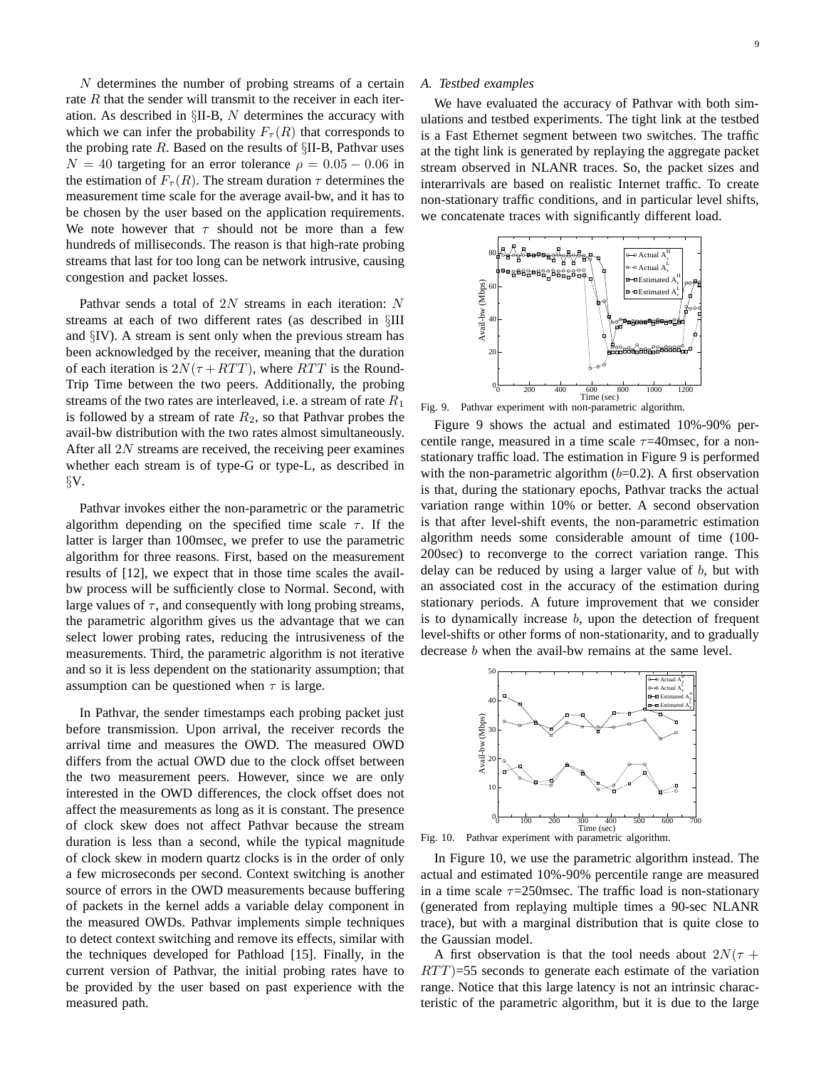$N$ determines the number of probing streams of a certain rate $R$ that the sender will transmit to the receiver in each iteration. As described in §II-B, $N$ determines the accuracy with which we can infer the probability $F_\tau(R)$ that corresponds to the probing rate $R$. Based on the results of §II-B, Pathvar uses $N = 40$ targeting for an error tolerance $\rho = 0.05 - 0.06$ in the estimation of $F_\tau(R)$. The stream duration $\tau$ determines the measurement time scale for the average avail-bw, and it has to be chosen by the user based on the application requirements. We note however that $\tau$ should not be more than a few hundreds of milliseconds. The reason is that high-rate probing streams that last for too long can be network intrusive, causing congestion and packet losses.

Pathvar sends a total of $2N$ streams in each iteration: $N$ streams at each of two different rates (as described in §III and §IV). A stream is sent only when the previous stream has been acknowledged by the receiver, meaning that the duration of each iteration is $2N(\tau + RTT)$, where $RTT$ is the Round-Trip Time between the two peers. Additionally, the probing streams of the two rates are interleaved, i.e. a stream of rate $R_1$ is followed by a stream of rate $R_2$, so that Pathvar probes the avail-bw distribution with the two rates almost simultaneously. After all $2N$ streams are received, the receiving peer examines whether each stream is of type-G or type-L, as described in §V.

Pathvar invokes either the non-parametric or the parametric algorithm depending on the specified time scale $\tau$. If the latter is larger than 100msec, we prefer to use the parametric algorithm for three reasons. First, based on the measurement results of [12], we expect that in those time scales the avail-bw process will be sufficiently close to Normal. Second, with large values of $\tau$, and consequently with long probing streams, the parametric algorithm gives us the advantage that we can select lower probing rates, reducing the intrusiveness of the measurements. Third, the parametric algorithm is not iterative and so it is less dependent on the stationarity assumption; that assumption can be questioned when $\tau$ is large.

In Pathvar, the sender timestamps each probing packet just before transmission. Upon arrival, the receiver records the arrival time and measures the OWD. The measured OWD differs from the actual OWD due to the clock offset between the two measurement peers. However, since we are only interested in the OWD differences, the clock offset does not affect the measurements as long as it is constant. The presence of clock skew does not affect Pathvar because the stream duration is less than a second, while the typical magnitude of clock skew in modern quartz clocks is in the order of only a few microseconds per second. Context switching is another source of errors in the OWD measurements because buffering of packets in the kernel adds a variable delay component in the measured OWDs. Pathvar implements simple techniques to detect context switching and remove its effects, similar with the techniques developed for Pathload [15]. Finally, in the current version of Pathvar, the initial probing rates have to be provided by the user based on past experience with the measured path.

### A. Testbed examples

We have evaluated the accuracy of Pathvar with both simulations and testbed experiments. The tight link at the testbed is a Fast Ethernet segment between two switches. The traffic at the tight link is generated by replaying the aggregate packet stream observed in NLANR traces. So, the packet sizes and interarrivals are based on realistic Internet traffic. To create non-stationary traffic conditions, and in particular level shifts, we concatenate traces with significantly different load.

Fig. 9. Pathvar experiment with non-parametric algorithm.

Figure 9 shows the actual and estimated 10%-90% percentile range, measured in a time scale $\tau$=40msec, for a non-stationary traffic load. The estimation in Figure 9 is performed with the non-parametric algorithm ($b$=0.2). A first observation is that, during the stationary epochs, Pathvar tracks the actual variation range within 10% or better. A second observation is that after level-shift events, the non-parametric estimation algorithm needs some considerable amount of time (100-200sec) to reconverge to the correct variation range. This delay can be reduced by using a larger value of $b$, but with an associated cost in the accuracy of the estimation during stationary periods. A future improvement that we consider is to dynamically increase $b$, upon the detection of frequent level-shifts or other forms of non-stationarity, and to gradually decrease $b$ when the avail-bw remains at the same level.

Fig. 10. Pathvar experiment with parametric algorithm.

In Figure 10, we use the parametric algorithm instead. The actual and estimated 10%-90% percentile range are measured in a time scale $\tau$=250msec. The traffic load is non-stationary (generated from replaying multiple times a 90-sec NLANR trace), but with a marginal distribution that is quite close to the Gaussian model.

A first observation is that the tool needs about $2N(\tau + RTT)$=55 seconds to generate each estimate of the variation range. Notice that this large latency is not an intrinsic characteristic of the parametric algorithm, but it is due to the large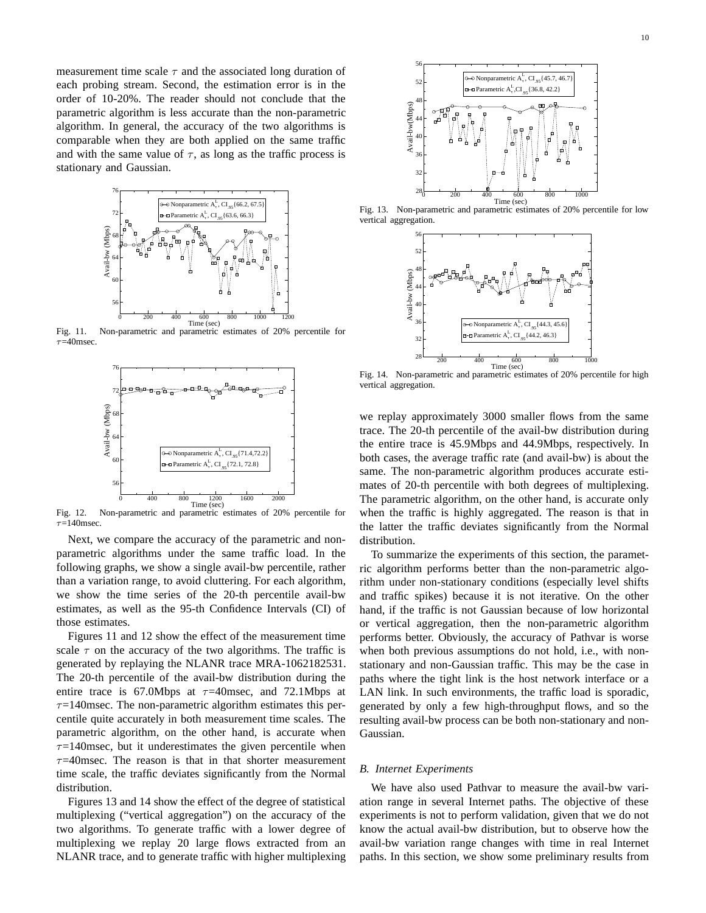measurement time scale $\tau$ and the associated long duration of each probing stream. Second, the estimation error is in the order of 10-20%. The reader should not conclude that the parametric algorithm is less accurate than the non-parametric algorithm. In general, the accuracy of the two algorithms is comparable when they are both applied on the same traffic and with the same value of $\tau$, as long as the traffic process is stationary and Gaussian.

Fig. 11. Non-parametric and parametric estimates of 20% percentile for $\tau$=40msec.

Fig. 12. Non-parametric and parametric estimates of 20% percentile for $\tau$=140msec.

Next, we compare the accuracy of the parametric and non-parametric algorithms under the same traffic load. In the following graphs, we show a single avail-bw percentile, rather than a variation range, to avoid cluttering. For each algorithm, we show the time series of the 20-th percentile avail-bw estimates, as well as the 95-th Confidence Intervals (CI) of those estimates.

Figures 11 and 12 show the effect of the measurement time scale $\tau$ on the accuracy of the two algorithms. The traffic is generated by replaying the NLANR trace MRA-1062182531. The 20-th percentile of the avail-bw distribution during the entire trace is 67.0Mbps at $\tau$=40msec, and 72.1Mbps at $\tau$=140msec. The non-parametric algorithm estimates this percentile quite accurately in both measurement time scales. The parametric algorithm, on the other hand, is accurate when $\tau$=140msec, but it underestimates the given percentile when $\tau$=40msec. The reason is that in that shorter measurement time scale, the traffic deviates significantly from the Normal distribution.

Figures 13 and 14 show the effect of the degree of statistical multiplexing ("vertical aggregation") on the accuracy of the two algorithms. To generate traffic with a lower degree of multiplexing we replay 20 large flows extracted from an NLANR trace, and to generate traffic with higher multiplexing

Fig. 13. Non-parametric and parametric estimates of 20% percentile for low vertical aggregation.

Fig. 14. Non-parametric and parametric estimates of 20% percentile for high vertical aggregation.

we replay approximately 3000 smaller flows from the same trace. The 20-th percentile of the avail-bw distribution during the entire trace is 45.9Mbps and 44.9Mbps, respectively. In both cases, the average traffic rate (and avail-bw) is about the same. The non-parametric algorithm produces accurate estimates of 20-th percentile with both degrees of multiplexing. The parametric algorithm, on the other hand, is accurate only when the traffic is highly aggregated. The reason is that in the latter the traffic deviates significantly from the Normal distribution.

To summarize the experiments of this section, the parametric algorithm performs better than the non-parametric algorithm under non-stationary conditions (especially level shifts and traffic spikes) because it is not iterative. On the other hand, if the traffic is not Gaussian because of low horizontal or vertical aggregation, then the non-parametric algorithm performs better. Obviously, the accuracy of Pathvar is worse when both previous assumptions do not hold, i.e., with non-stationary and non-Gaussian traffic. This may be the case in paths where the tight link is the host network interface or a LAN link. In such environments, the traffic load is sporadic, generated by only a few high-throughput flows, and so the resulting avail-bw process can be both non-stationary and non-Gaussian.

### *B. Internet Experiments*

We have also used Pathvar to measure the avail-bw variation range in several Internet paths. The objective of these experiments is not to perform validation, given that we do not know the actual avail-bw distribution, but to observe how the avail-bw variation range changes with time in real Internet paths. In this section, we show some preliminary results from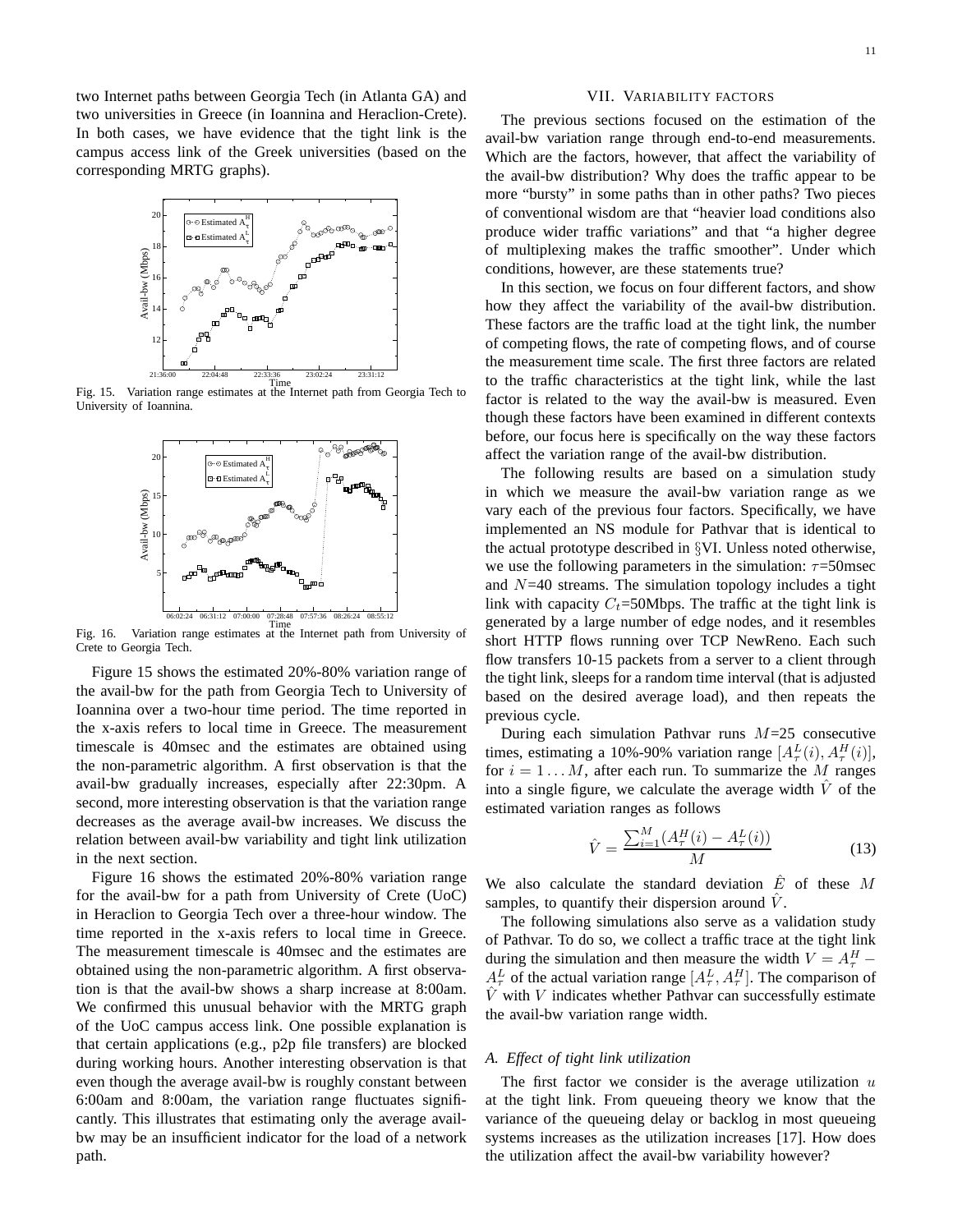two Internet paths between Georgia Tech (in Atlanta GA) and two universities in Greece (in Ioannina and Heraclion-Crete). In both cases, we have evidence that the tight link is the campus access link of the Greek universities (based on the corresponding MRTG graphs).

Fig. 15. Variation range estimates at the Internet path from Georgia Tech to University of Ioannina.

Fig. 16. Variation range estimates at the Internet path from University of Crete to Georgia Tech.

Figure 15 shows the estimated 20%-80% variation range of the avail-bw for the path from Georgia Tech to University of Ioannina over a two-hour time period. The time reported in the x-axis refers to local time in Greece. The measurement timescale is 40msec and the estimates are obtained using the non-parametric algorithm. A first observation is that the avail-bw gradually increases, especially after 22:30pm. A second, more interesting observation is that the variation range decreases as the average avail-bw increases. We discuss the relation between avail-bw variability and tight link utilization in the next section.

Figure 16 shows the estimated 20%-80% variation range for the avail-bw for a path from University of Crete (UoC) in Heraclion to Georgia Tech over a three-hour window. The time reported in the x-axis refers to local time in Greece. The measurement timescale is 40msec and the estimates are obtained using the non-parametric algorithm. A first observation is that the avail-bw shows a sharp increase at 8:00am. We confirmed this unusual behavior with the MRTG graph of the UoC campus access link. One possible explanation is that certain applications (e.g., p2p file transfers) are blocked during working hours. Another interesting observation is that even though the average avail-bw is roughly constant between 6:00am and 8:00am, the variation range fluctuates significantly. This illustrates that estimating only the average avail-bw may be an insufficient indicator for the load of a network path.

## VII. Variability factors

The previous sections focused on the estimation of the avail-bw variation range through end-to-end measurements. Which are the factors, however, that affect the variability of the avail-bw distribution? Why does the traffic appear to be more "bursty" in some paths than in other paths? Two pieces of conventional wisdom are that "heavier load conditions also produce wider traffic variations" and that "a higher degree of multiplexing makes the traffic smoother". Under which conditions, however, are these statements true?

In this section, we focus on four different factors, and show how they affect the variability of the avail-bw distribution. These factors are the traffic load at the tight link, the number of competing flows, the rate of competing flows, and of course the measurement time scale. The first three factors are related to the traffic characteristics at the tight link, while the last factor is related to the way the avail-bw is measured. Even though these factors have been examined in different contexts before, our focus here is specifically on the way these factors affect the variation range of the avail-bw distribution.

The following results are based on a simulation study in which we measure the avail-bw variation range as we vary each of the previous four factors. Specifically, we have implemented an NS module for Pathvar that is identical to the actual prototype described in §VI. Unless noted otherwise, we use the following parameters in the simulation: $\tau$=50msec and $N$=40 streams. The simulation topology includes a tight link with capacity $C_t$=50Mbps. The traffic at the tight link is generated by a large number of edge nodes, and it resembles short HTTP flows running over TCP NewReno. Each such flow transfers 10-15 packets from a server to a client through the tight link, sleeps for a random time interval (that is adjusted based on the desired average load), and then repeats the previous cycle.

During each simulation Pathvar runs $M$=25 consecutive times, estimating a 10%-90% variation range $[A^L_\tau(i), A^H_\tau(i)]$, for $i = 1 \ldots M$, after each run. To summarize the $M$ ranges into a single figure, we calculate the average width $\hat{V}$ of the estimated variation ranges as follows

$$\hat{V} = \frac{\sum_{i=1}^{M}(A^H_\tau(i) - A^L_\tau(i))}{M} \tag{13}$$

We also calculate the standard deviation $\hat{E}$ of these $M$ samples, to quantify their dispersion around $\hat{V}$.

The following simulations also serve as a validation study of Pathvar. To do so, we collect a traffic trace at the tight link during the simulation and then measure the width $V = A^H_\tau - A^L_\tau$ of the actual variation range $[A^L_\tau, A^H_\tau]$. The comparison of $\hat{V}$ with $V$ indicates whether Pathvar can successfully estimate the avail-bw variation range width.

### A. Effect of tight link utilization

The first factor we consider is the average utilization $u$ at the tight link. From queueing theory we know that the variance of the queueing delay or backlog in most queueing systems increases as the utilization increases [17]. How does the utilization affect the avail-bw variability however?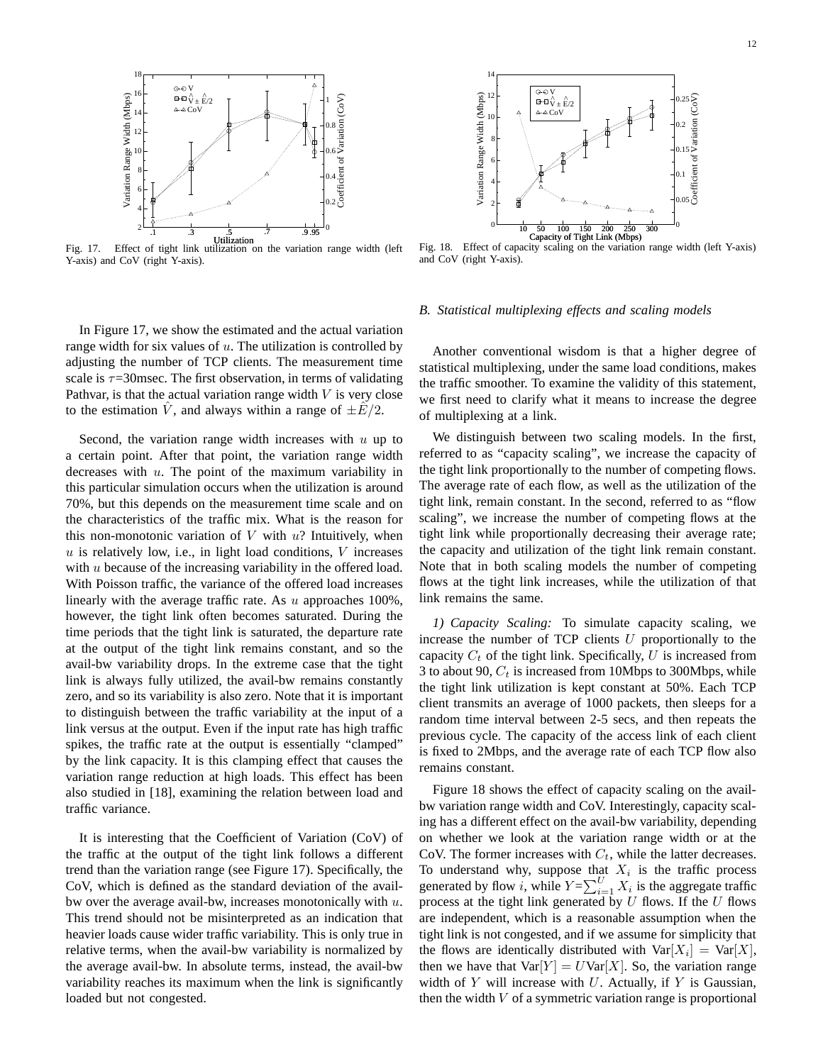Fig. 17. Effect of tight link utilization on the variation range width (left Y-axis) and CoV (right Y-axis).

Fig. 18. Effect of capacity scaling on the variation range width (left Y-axis) and CoV (right Y-axis).

In Figure 17, we show the estimated and the actual variation range width for six values of $u$. The utilization is controlled by adjusting the number of TCP clients. The measurement time scale is $\tau$=30msec. The first observation, in terms of validating Pathvar, is that the actual variation range width $V$ is very close to the estimation $\hat{V}$, and always within a range of $\pm\hat{E}/2$.

Second, the variation range width increases with $u$ up to a certain point. After that point, the variation range width decreases with $u$. The point of the maximum variability in this particular simulation occurs when the utilization is around 70%, but this depends on the measurement time scale and on the characteristics of the traffic mix. What is the reason for this non-monotonic variation of $V$ with $u$? Intuitively, when $u$ is relatively low, i.e., in light load conditions, $V$ increases with $u$ because of the increasing variability in the offered load. With Poisson traffic, the variance of the offered load increases linearly with the average traffic rate. As $u$ approaches 100%, however, the tight link often becomes saturated. During the time periods that the tight link is saturated, the departure rate at the output of the tight link remains constant, and so the avail-bw variability drops. In the extreme case that the tight link is always fully utilized, the avail-bw remains constantly zero, and so its variability is also zero. Note that it is important to distinguish between the traffic variability at the input of a link versus at the output. Even if the input rate has high traffic spikes, the traffic rate at the output is essentially "clamped" by the link capacity. It is this clamping effect that causes the variation range reduction at high loads. This effect has been also studied in [18], examining the relation between load and traffic variance.

It is interesting that the Coefficient of Variation (CoV) of the traffic at the output of the tight link follows a different trend than the variation range (see Figure 17). Specifically, the CoV, which is defined as the standard deviation of the avail-bw over the average avail-bw, increases monotonically with $u$. This trend should not be misinterpreted as an indication that heavier loads cause wider traffic variability. This is only true in relative terms, when the avail-bw variability is normalized by the average avail-bw. In absolute terms, instead, the avail-bw variability reaches its maximum when the link is significantly loaded but not congested.

### *B. Statistical multiplexing effects and scaling models*

Another conventional wisdom is that a higher degree of statistical multiplexing, under the same load conditions, makes the traffic smoother. To examine the validity of this statement, we first need to clarify what it means to increase the degree of multiplexing at a link.

We distinguish between two scaling models. In the first, referred to as "capacity scaling", we increase the capacity of the tight link proportionally to the number of competing flows. The average rate of each flow, as well as the utilization of the tight link, remain constant. In the second, referred to as "flow scaling", we increase the number of competing flows at the tight link while proportionally decreasing their average rate; the capacity and utilization of the tight link remain constant. Note that in both scaling models the number of competing flows at the tight link increases, while the utilization of that link remains the same.

*1) Capacity Scaling:* To simulate capacity scaling, we increase the number of TCP clients $U$ proportionally to the capacity $C_t$ of the tight link. Specifically, $U$ is increased from 3 to about 90, $C_t$ is increased from 10Mbps to 300Mbps, while the tight link utilization is kept constant at 50%. Each TCP client transmits an average of 1000 packets, then sleeps for a random time interval between 2-5 secs, and then repeats the previous cycle. The capacity of the access link of each client is fixed to 2Mbps, and the average rate of each TCP flow also remains constant.

Figure 18 shows the effect of capacity scaling on the avail-bw variation range width and CoV. Interestingly, capacity scaling has a different effect on the avail-bw variability, depending on whether we look at the variation range width or at the CoV. The former increases with $C_t$, while the latter decreases. To understand why, suppose that $X_i$ is the traffic process generated by flow $i$, while $Y=\sum_{i=1}^{U} X_i$ is the aggregate traffic process at the tight link generated by $U$ flows. If the $U$ flows are independent, which is a reasonable assumption when the tight link is not congested, and if we assume for simplicity that the flows are identically distributed with $\text{Var}[X_i] = \text{Var}[X]$, then we have that $\text{Var}[Y] = U\text{Var}[X]$. So, the variation range width of $Y$ will increase with $U$. Actually, if $Y$ is Gaussian, then the width $V$ of a symmetric variation range is proportional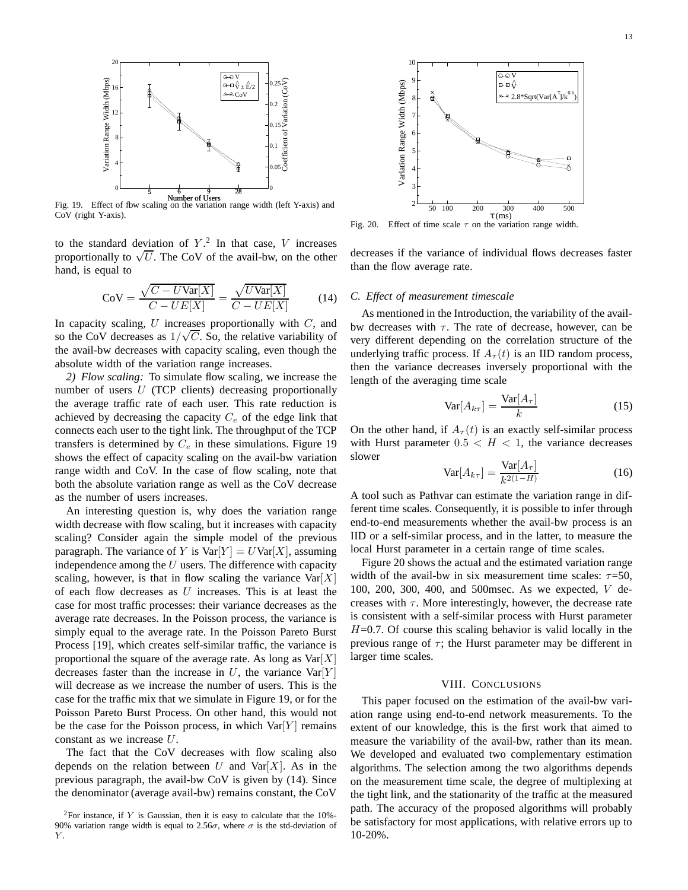Fig. 19. Effect of flow scaling on the variation range width (left Y-axis) and CoV (right Y-axis).

to the standard deviation of $Y$.[2] In that case, $V$ increases proportionally to $\sqrt{U}$. The CoV of the avail-bw, on the other hand, is equal to

$$\text{CoV} = \frac{\sqrt{C - U\text{Var}[X]}}{C - UE[X]} = \frac{\sqrt{U\text{Var}[X]}}{C - UE[X]} \tag{14}$$

In capacity scaling, $U$ increases proportionally with $C$, and so the CoV decreases as $1/\sqrt{C}$. So, the relative variability of the avail-bw decreases with capacity scaling, even though the absolute width of the variation range increases.

*2) Flow scaling:* To simulate flow scaling, we increase the number of users $U$ (TCP clients) decreasing proportionally the average traffic rate of each user. This rate reduction is achieved by decreasing the capacity $C_e$ of the edge link that connects each user to the tight link. The throughput of the TCP transfers is determined by $C_e$ in these simulations. Figure 19 shows the effect of capacity scaling on the avail-bw variation range width and CoV. In the case of flow scaling, note that both the absolute variation range as well as the CoV decrease as the number of users increases.

An interesting question is, why does the variation range width decrease with flow scaling, but it increases with capacity scaling? Consider again the simple model of the previous paragraph. The variance of $Y$ is $\text{Var}[Y] = U\text{Var}[X]$, assuming independence among the $U$ users. The difference with capacity scaling, however, is that in flow scaling the variance $\text{Var}[X]$ of each flow decreases as $U$ increases. This is at least the case for most traffic processes: their variance decreases as the average rate decreases. In the Poisson process, the variance is simply equal to the average rate. In the Poisson Pareto Burst Process [19], which creates self-similar traffic, the variance is proportional the square of the average rate. As long as $\text{Var}[X]$ decreases faster than the increase in $U$, the variance $\text{Var}[Y]$ will decrease as we increase the number of users. This is the case for the traffic mix that we simulate in Figure 19, or for the Poisson Pareto Burst Process. On other hand, this would not be the case for the Poisson process, in which $\text{Var}[Y]$ remains constant as we increase $U$.

The fact that the CoV decreases with flow scaling also depends on the relation between $U$ and $\text{Var}[X]$. As in the previous paragraph, the avail-bw CoV is given by (14). Since the denominator (average avail-bw) remains constant, the CoV decreases if the variance of individual flows decreases faster than the flow average rate.

[2] For instance, if $Y$ is Gaussian, then it is easy to calculate that the 10%-90% variation range width is equal to 2.56$\sigma$, where $\sigma$ is the std-deviation of $Y$.

Fig. 20. Effect of time scale $\tau$ on the variation range width.

### C. Effect of measurement timescale

As mentioned in the Introduction, the variability of the avail-bw decreases with $\tau$. The rate of decrease, however, can be very different depending on the correlation structure of the underlying traffic process. If $A_\tau(t)$ is an IID random process, then the variance decreases inversely proportional with the length of the averaging time scale

$$\text{Var}[A_{k\tau}] = \frac{\text{Var}[A_\tau]}{k} \tag{15}$$

On the other hand, if $A_\tau(t)$ is an exactly self-similar process with Hurst parameter $0.5 < H < 1$, the variance decreases slower

$$\text{Var}[A_{k\tau}] = \frac{\text{Var}[A_\tau]}{k^{2(1-H)}} \tag{16}$$

A tool such as Pathvar can estimate the variation range in different time scales. Consequently, it is possible to infer through end-to-end measurements whether the avail-bw process is an IID or a self-similar process, and in the latter, to measure the local Hurst parameter in a certain range of time scales.

Figure 20 shows the actual and the estimated variation range width of the avail-bw in six measurement time scales: $\tau$=50, 100, 200, 300, 400, and 500msec. As we expected, $V$ decreases with $\tau$. More interestingly, however, the decrease rate is consistent with a self-similar process with Hurst parameter $H$=0.7. Of course this scaling behavior is valid locally in the previous range of $\tau$; the Hurst parameter may be different in larger time scales.

## VIII. Conclusions

This paper focused on the estimation of the avail-bw variation range using end-to-end network measurements. To the extent of our knowledge, this is the first work that aimed to measure the variability of the avail-bw, rather than its mean. We developed and evaluated two complementary estimation algorithms. The selection among the two algorithms depends on the measurement time scale, the degree of multiplexing at the tight link, and the stationarity of the traffic at the measured path. The accuracy of the proposed algorithms will probably be satisfactory for most applications, with relative errors up to 10-20%.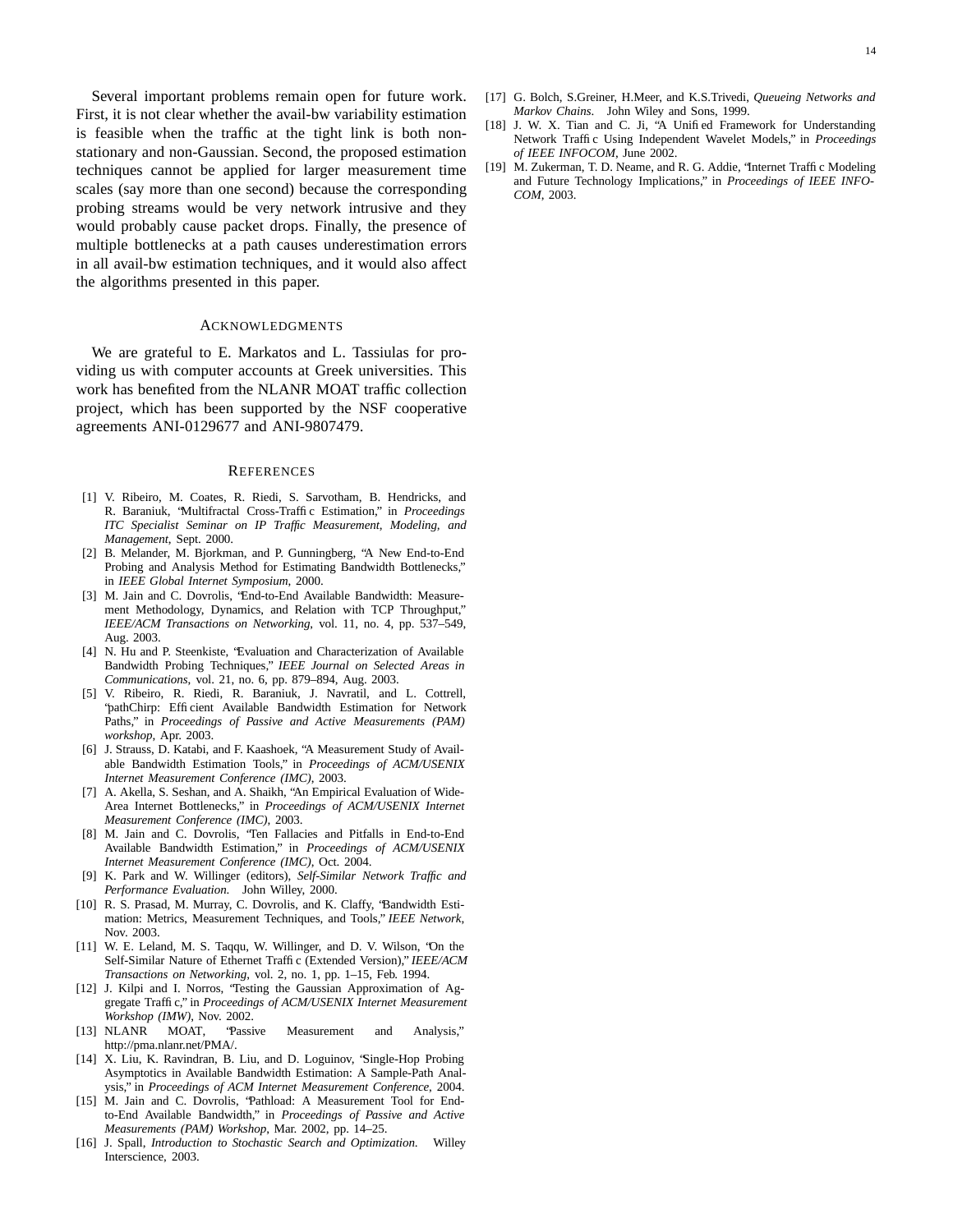Several important problems remain open for future work. First, it is not clear whether the avail-bw variability estimation is feasible when the traffic at the tight link is both non-stationary and non-Gaussian. Second, the proposed estimation techniques cannot be applied for larger measurement time scales (say more than one second) because the corresponding probing streams would be very network intrusive and they would probably cause packet drops. Finally, the presence of multiple bottlenecks at a path causes underestimation errors in all avail-bw estimation techniques, and it would also affect the algorithms presented in this paper.

## Acknowledgments

We are grateful to E. Markatos and L. Tassiulas for providing us with computer accounts at Greek universities. This work has benefited from the NLANR MOAT traffic collection project, which has been supported by the NSF cooperative agreements ANI-0129677 and ANI-9807479.

## References

[1] V. Ribeiro, M. Coates, R. Riedi, S. Sarvotham, B. Hendricks, and R. Baraniuk, "Multifractal Cross-Traffic Estimation," in *Proceedings ITC Specialist Seminar on IP Traffic Measurement, Modeling, and Management*, Sept. 2000.

[2] B. Melander, M. Bjorkman, and P. Gunningberg, "A New End-to-End Probing and Analysis Method for Estimating Bandwidth Bottlenecks," in *IEEE Global Internet Symposium*, 2000.

[3] M. Jain and C. Dovrolis, "End-to-End Available Bandwidth: Measurement Methodology, Dynamics, and Relation with TCP Throughput," *IEEE/ACM Transactions on Networking*, vol. 11, no. 4, pp. 537–549, Aug. 2003.

[4] N. Hu and P. Steenkiste, "Evaluation and Characterization of Available Bandwidth Probing Techniques," *IEEE Journal on Selected Areas in Communications*, vol. 21, no. 6, pp. 879–894, Aug. 2003.

[5] V. Ribeiro, R. Riedi, R. Baraniuk, J. Navratil, and L. Cottrell, "pathChirp: Efficient Available Bandwidth Estimation for Network Paths," in *Proceedings of Passive and Active Measurements (PAM) workshop*, Apr. 2003.

[6] J. Strauss, D. Katabi, and F. Kaashoek, "A Measurement Study of Available Bandwidth Estimation Tools," in *Proceedings of ACM/USENIX Internet Measurement Conference (IMC)*, 2003.

[7] A. Akella, S. Seshan, and A. Shaikh, "An Empirical Evaluation of Wide-Area Internet Bottlenecks," in *Proceedings of ACM/USENIX Internet Measurement Conference (IMC)*, 2003.

[8] M. Jain and C. Dovrolis, "Ten Fallacies and Pitfalls in End-to-End Available Bandwidth Estimation," in *Proceedings of ACM/USENIX Internet Measurement Conference (IMC)*, Oct. 2004.

[9] K. Park and W. Willinger (editors), *Self-Similar Network Traffic and Performance Evaluation.* John Willey, 2000.

[10] R. S. Prasad, M. Murray, C. Dovrolis, and K. Claffy, "Bandwidth Estimation: Metrics, Measurement Techniques, and Tools," *IEEE Network*, Nov. 2003.

[11] W. E. Leland, M. S. Taqqu, W. Willinger, and D. V. Wilson, "On the Self-Similar Nature of Ethernet Traffic (Extended Version)," *IEEE/ACM Transactions on Networking*, vol. 2, no. 1, pp. 1–15, Feb. 1994.

[12] J. Kilpi and I. Norros, "Testing the Gaussian Approximation of Aggregate Traffic," in *Proceedings of ACM/USENIX Internet Measurement Workshop (IMW)*, Nov. 2002.

[13] NLANR MOAT, "Passive Measurement and Analysis," http://pma.nlanr.net/PMA/.

[14] X. Liu, K. Ravindran, B. Liu, and D. Loguinov, "Single-Hop Probing Asymptotics in Available Bandwidth Estimation: A Sample-Path Analysis," in *Proceedings of ACM Internet Measurement Conference*, 2004.

[15] M. Jain and C. Dovrolis, "Pathload: A Measurement Tool for End-to-End Available Bandwidth," in *Proceedings of Passive and Active Measurements (PAM) Workshop*, Mar. 2002, pp. 14–25.

[16] J. Spall, *Introduction to Stochastic Search and Optimization.* Willey Interscience, 2003.

[17] G. Bolch, S.Greiner, H.Meer, and K.S.Trivedi, *Queueing Networks and Markov Chains.* John Wiley and Sons, 1999.

[18] J. W. X. Tian and C. Ji, "A Unified Framework for Understanding Network Traffic Using Independent Wavelet Models," in *Proceedings of IEEE INFOCOM*, June 2002.

[19] M. Zukerman, T. D. Neame, and R. G. Addie, "Internet Traffic Modeling and Future Technology Implications," in *Proceedings of IEEE INFOCOM*, 2003.